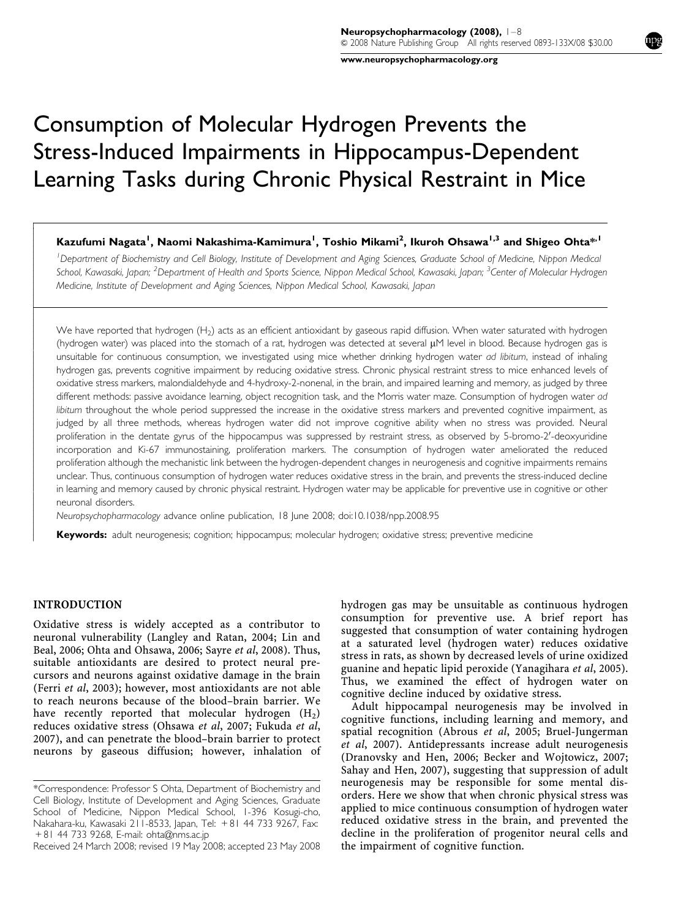# Consumption of Molecular Hydrogen Prevents the Stress-Induced Impairments in Hippocampus-Dependent Learning Tasks during Chronic Physical Restraint in Mice

**Kazufumi Nagata[1], Naomi Nakashima-Kamimura[1], Toshio Mikami[2], Ikuroh Ohsawa[1,3] and Shigeo Ohta*[,1]**

[1]*Department of Biochemistry and Cell Biology, Institute of Development and Aging Sciences, Graduate School of Medicine, Nippon Medical School, Kawasaki, Japan;* [2]*Department of Health and Sports Science, Nippon Medical School, Kawasaki, Japan;* [3]*Center of Molecular Hydrogen Medicine, Institute of Development and Aging Sciences, Nippon Medical School, Kawasaki, Japan*

We have reported that hydrogen ($H_2$) acts as an efficient antioxidant by gaseous rapid diffusion. When water saturated with hydrogen (hydrogen water) was placed into the stomach of a rat, hydrogen was detected at several μM level in blood. Because hydrogen gas is unsuitable for continuous consumption, we investigated using mice whether drinking hydrogen water *ad libitum*, instead of inhaling hydrogen gas, prevents cognitive impairment by reducing oxidative stress. Chronic physical restraint stress to mice enhanced levels of oxidative stress markers, malondialdehyde and 4-hydroxy-2-nonenal, in the brain, and impaired learning and memory, as judged by three different methods: passive avoidance learning, object recognition task, and the Morris water maze. Consumption of hydrogen water *ad libitum* throughout the whole period suppressed the increase in the oxidative stress markers and prevented cognitive impairment, as judged by all three methods, whereas hydrogen water did not improve cognitive ability when no stress was provided. Neural proliferation in the dentate gyrus of the hippocampus was suppressed by restraint stress, as observed by 5-bromo-2′-deoxyuridine incorporation and Ki-67 immunostaining, proliferation markers. The consumption of hydrogen water ameliorated the reduced proliferation although the mechanistic link between the hydrogen-dependent changes in neurogenesis and cognitive impairments remains unclear. Thus, continuous consumption of hydrogen water reduces oxidative stress in the brain, and prevents the stress-induced decline in learning and memory caused by chronic physical restraint. Hydrogen water may be applicable for preventive use in cognitive or other neuronal disorders.

*Neuropsychopharmacology* advance online publication, 18 June 2008; doi:10.1038/npp.2008.95

**Keywords:** adult neurogenesis; cognition; hippocampus; molecular hydrogen; oxidative stress; preventive medicine

## INTRODUCTION

Oxidative stress is widely accepted as a contributor to neuronal vulnerability (Langley and Ratan, 2004; Lin and Beal, 2006; Ohta and Ohsawa, 2006; Sayre *et al*, 2008). Thus, suitable antioxidants are desired to protect neural precursors and neurons against oxidative damage in the brain (Ferri *et al*, 2003); however, most antioxidants are not able to reach neurons because of the blood–brain barrier. We have recently reported that molecular hydrogen ($H_2$) reduces oxidative stress (Ohsawa *et al*, 2007; Fukuda *et al*, 2007), and can penetrate the blood–brain barrier to protect neurons by gaseous diffusion; however, inhalation of hydrogen gas may be unsuitable as continuous hydrogen consumption for preventive use. A brief report has suggested that consumption of water containing hydrogen at a saturated level (hydrogen water) reduces oxidative stress in rats, as shown by decreased levels of urine oxidized guanine and hepatic lipid peroxide (Yanagihara *et al*, 2005). Thus, we examined the effect of hydrogen water on cognitive decline induced by oxidative stress.

Adult hippocampal neurogenesis may be involved in cognitive functions, including learning and memory, and spatial recognition (Abrous *et al*, 2005; Bruel-Jungerman *et al*, 2007). Antidepressants increase adult neurogenesis (Dranovsky and Hen, 2006; Becker and Wojtowicz, 2007; Sahay and Hen, 2007), suggesting that suppression of adult neurogenesis may be responsible for some mental disorders. Here we show that when chronic physical stress was applied to mice continuous consumption of hydrogen water reduced oxidative stress in the brain, and prevented the decline in the proliferation of progenitor neural cells and the impairment of cognitive function.

*Correspondence: Professor S Ohta, Department of Biochemistry and Cell Biology, Institute of Development and Aging Sciences, Graduate School of Medicine, Nippon Medical School, 1-396 Kosugi-cho, Nakahara-ku, Kawasaki 211-8533, Japan, Tel: +81 44 733 9267, Fax: +81 44 733 9268, E-mail: ohta@nms.ac.jp

Received 24 March 2008; revised 19 May 2008; accepted 23 May 2008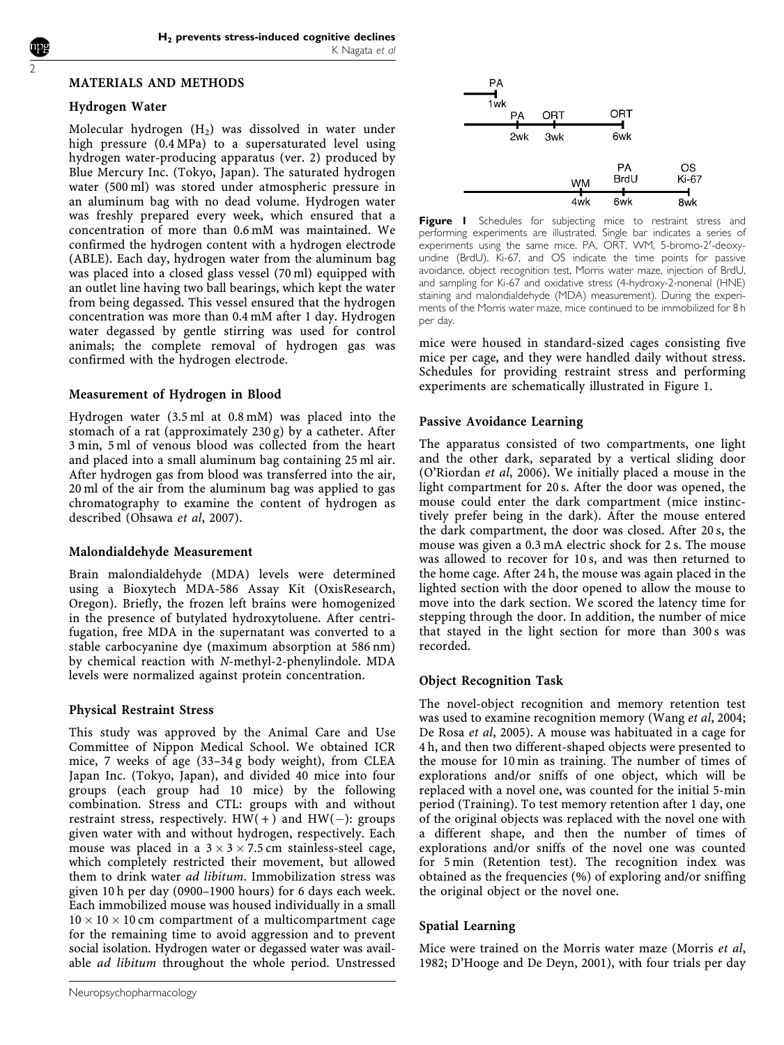## MATERIALS AND METHODS

### Hydrogen Water

Molecular hydrogen ($H_2$) was dissolved in water under high pressure (0.4 MPa) to a supersaturated level using hydrogen water-producing apparatus (ver. 2) produced by Blue Mercury Inc. (Tokyo, Japan). The saturated hydrogen water (500 ml) was stored under atmospheric pressure in an aluminum bag with no dead volume. Hydrogen water was freshly prepared every week, which ensured that a concentration of more than 0.6 mM was maintained. We confirmed the hydrogen content with a hydrogen electrode (ABLE). Each day, hydrogen water from the aluminum bag was placed into a closed glass vessel (70 ml) equipped with an outlet line having two ball bearings, which kept the water from being degassed. This vessel ensured that the hydrogen concentration was more than 0.4 mM after 1 day. Hydrogen water degassed by gentle stirring was used for control animals; the complete removal of hydrogen gas was confirmed with the hydrogen electrode.

### Measurement of Hydrogen in Blood

Hydrogen water (3.5 ml at 0.8 mM) was placed into the stomach of a rat (approximately 230 g) by a catheter. After 3 min, 5 ml of venous blood was collected from the heart and placed into a small aluminum bag containing 25 ml air. After hydrogen gas from blood was transferred into the air, 20 ml of the air from the aluminum bag was applied to gas chromatography to examine the content of hydrogen as described (Ohsawa *et al*, 2007).

### Malondialdehyde Measurement

Brain malondialdehyde (MDA) levels were determined using a Bioxytech MDA-586 Assay Kit (OxisResearch, Oregon). Briefly, the frozen left brains were homogenized in the presence of butylated hydroxytoluene. After centrifugation, free MDA in the supernatant was converted to a stable carbocyanine dye (maximum absorption at 586 nm) by chemical reaction with *N*-methyl-2-phenylindole. MDA levels were normalized against protein concentration.

### Physical Restraint Stress

This study was approved by the Animal Care and Use Committee of Nippon Medical School. We obtained ICR mice, 7 weeks of age (33–34 g body weight), from CLEA Japan Inc. (Tokyo, Japan), and divided 40 mice into four groups (each group had 10 mice) by the following combination. Stress and CTL: groups with and without restraint stress, respectively. HW(+) and HW(−): groups given water with and without hydrogen, respectively. Each mouse was placed in a $3 \times 3 \times 7.5$ cm stainless-steel cage, which completely restricted their movement, but allowed them to drink water *ad libitum*. Immobilization stress was given 10 h per day (0900–1900 hours) for 6 days each week. Each immobilized mouse was housed individually in a small $10 \times 10 \times 10$ cm compartment of a multicompartment cage for the remaining time to avoid aggression and to prevent social isolation. Hydrogen water or degassed water was available *ad libitum* throughout the whole period. Unstressed mice were housed in standard-sized cages consisting five mice per cage, and they were handled daily without stress. Schedules for providing restraint stress and performing experiments are schematically illustrated in Figure 1.

PA 1wk; PA 2wk; ORT 3wk; ORT 6wk
WM 4wk; PA BrdU 6wk; OS Ki-67 8wk

**Figure 1** Schedules for subjecting mice to restraint stress and performing experiments are illustrated. Single bar indicates a series of experiments using the same mice. PA, ORT, WM, 5-bromo-2′-deoxyuridine (BrdU), Ki-67, and OS indicate the time points for passive avoidance, object recognition test, Morris water maze, injection of BrdU, and sampling for Ki-67 and oxidative stress (4-hydroxy-2-nonenal (HNE) staining and malondialdehyde (MDA) measurement). During the experiments of the Morris water maze, mice continued to be immobilized for 8 h per day.

### Passive Avoidance Learning

The apparatus consisted of two compartments, one light and the other dark, separated by a vertical sliding door (O'Riordan *et al*, 2006). We initially placed a mouse in the light compartment for 20 s. After the door was opened, the mouse could enter the dark compartment (mice instinctively prefer being in the dark). After the mouse entered the dark compartment, the door was closed. After 20 s, the mouse was given a 0.3 mA electric shock for 2 s. The mouse was allowed to recover for 10 s, and was then returned to the home cage. After 24 h, the mouse was again placed in the lighted section with the door opened to allow the mouse to move into the dark section. We scored the latency time for stepping through the door. In addition, the number of mice that stayed in the light section for more than 300 s was recorded.

### Object Recognition Task

The novel-object recognition and memory retention test was used to examine recognition memory (Wang *et al*, 2004; De Rosa *et al*, 2005). A mouse was habituated in a cage for 4 h, and then two different-shaped objects were presented to the mouse for 10 min as training. The number of times of explorations and/or sniffs of one object, which will be replaced with a novel one, was counted for the initial 5-min period (Training). To test memory retention after 1 day, one of the original objects was replaced with the novel one with a different shape, and then the number of times of explorations and/or sniffs of the novel one was counted for 5 min (Retention test). The recognition index was obtained as the frequencies (%) of exploring and/or sniffing the original object or the novel one.

### Spatial Learning

Mice were trained on the Morris water maze (Morris *et al*, 1982; D'Hooge and De Deyn, 2001), with four trials per day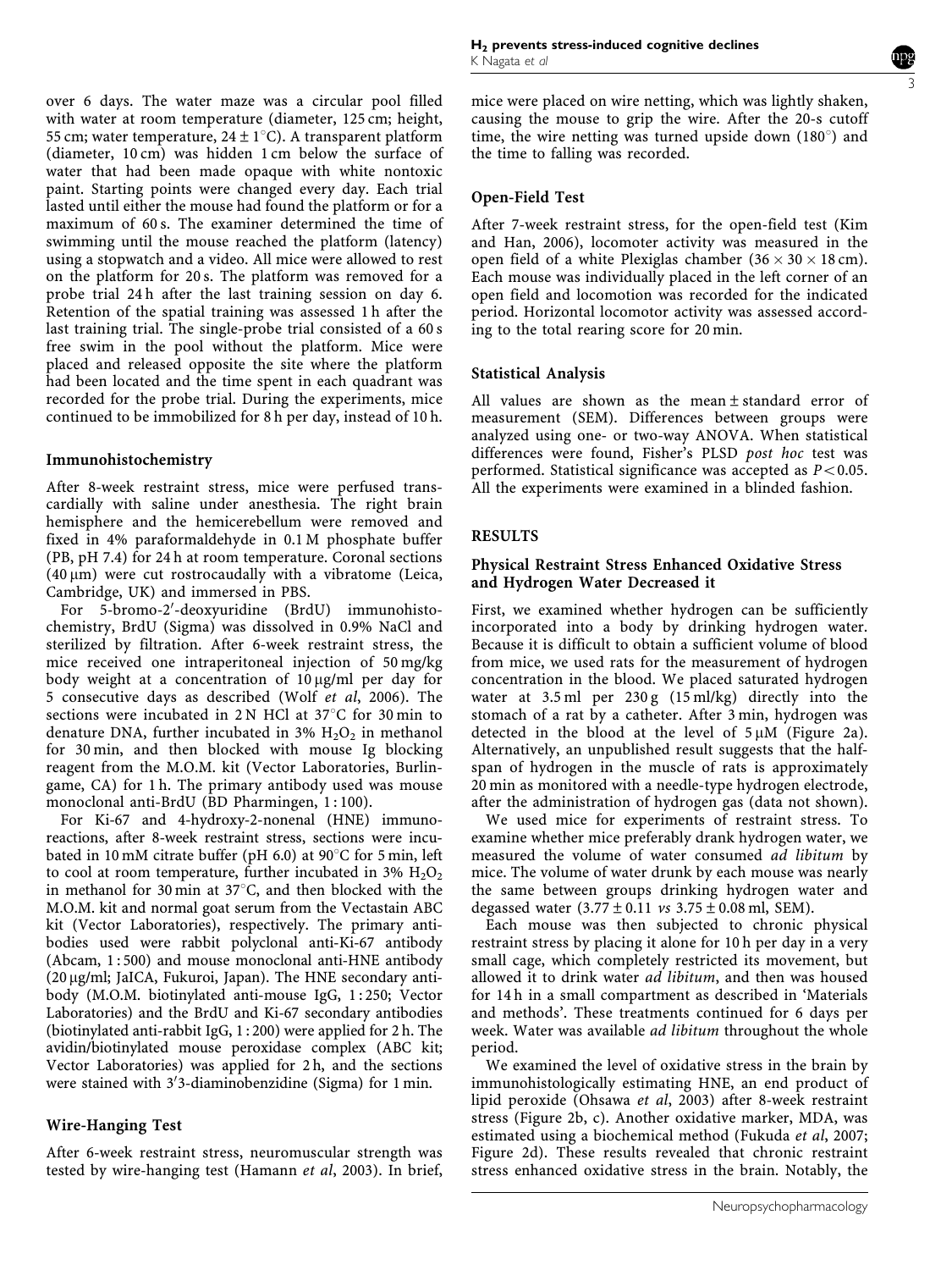over 6 days. The water maze was a circular pool filled with water at room temperature (diameter, 125 cm; height, 55 cm; water temperature, $24 \pm 1^{\circ}C$). A transparent platform (diameter, 10 cm) was hidden 1 cm below the surface of water that had been made opaque with white nontoxic paint. Starting points were changed every day. Each trial lasted until either the mouse had found the platform or for a maximum of 60 s. The examiner determined the time of swimming until the mouse reached the platform (latency) using a stopwatch and a video. All mice were allowed to rest on the platform for 20 s. The platform was removed for a probe trial 24 h after the last training session on day 6. Retention of the spatial training was assessed 1 h after the last training trial. The single-probe trial consisted of a 60 s free swim in the pool without the platform. Mice were placed and released opposite the site where the platform had been located and the time spent in each quadrant was recorded for the probe trial. During the experiments, mice continued to be immobilized for 8 h per day, instead of 10 h.

### Immunohistochemistry

After 8-week restraint stress, mice were perfused transcardially with saline under anesthesia. The right brain hemisphere and the hemicerebellum were removed and fixed in 4% paraformaldehyde in 0.1 M phosphate buffer (PB, pH 7.4) for 24 h at room temperature. Coronal sections (40 μm) were cut rostrocaudally with a vibratome (Leica, Cambridge, UK) and immersed in PBS.

For 5-bromo-2′-deoxyuridine (BrdU) immunohistochemistry, BrdU (Sigma) was dissolved in 0.9% NaCl and sterilized by filtration. After 6-week restraint stress, the mice received one intraperitoneal injection of 50 mg/kg body weight at a concentration of 10 μg/ml per day for 5 consecutive days as described (Wolf *et al*, 2006). The sections were incubated in 2 N HCl at 37°C for 30 min to denature DNA, further incubated in 3% $H_2O_2$ in methanol for 30 min, and then blocked with mouse Ig blocking reagent from the M.O.M. kit (Vector Laboratories, Burlingame, CA) for 1 h. The primary antibody used was mouse monoclonal anti-BrdU (BD Pharmingen, 1 : 100).

For Ki-67 and 4-hydroxy-2-nonenal (HNE) immunoreactions, after 8-week restraint stress, sections were incubated in 10 mM citrate buffer (pH 6.0) at 90°C for 5 min, left to cool at room temperature, further incubated in 3% $H_2O_2$ in methanol for 30 min at 37°C, and then blocked with the M.O.M. kit and normal goat serum from the Vectastain ABC kit (Vector Laboratories), respectively. The primary antibodies used were rabbit polyclonal anti-Ki-67 antibody (Abcam, 1 : 500) and mouse monoclonal anti-HNE antibody (20 μg/ml; JaICA, Fukuroi, Japan). The HNE secondary antibody (M.O.M. biotinylated anti-mouse IgG, 1 : 250; Vector Laboratories) and the BrdU and Ki-67 secondary antibodies (biotinylated anti-rabbit IgG, 1 : 200) were applied for 2 h. The avidin/biotinylated mouse peroxidase complex (ABC kit; Vector Laboratories) was applied for 2 h, and the sections were stained with 3′3-diaminobenzidine (Sigma) for 1 min.

### Wire-Hanging Test

After 6-week restraint stress, neuromuscular strength was tested by wire-hanging test (Hamann *et al*, 2003). In brief, mice were placed on wire netting, which was lightly shaken, causing the mouse to grip the wire. After the 20-s cutoff time, the wire netting was turned upside down (180°) and the time to falling was recorded.

### Open-Field Test

After 7-week restraint stress, for the open-field test (Kim and Han, 2006), locomoter activity was measured in the open field of a white Plexiglas chamber ($36 \times 30 \times 18$ cm). Each mouse was individually placed in the left corner of an open field and locomotion was recorded for the indicated period. Horizontal locomotor activity was assessed according to the total rearing score for 20 min.

### Statistical Analysis

All values are shown as the mean ± standard error of measurement (SEM). Differences between groups were analyzed using one- or two-way ANOVA. When statistical differences were found, Fisher's PLSD *post hoc* test was performed. Statistical significance was accepted as $P < 0.05$. All the experiments were examined in a blinded fashion.

## RESULTS

### Physical Restraint Stress Enhanced Oxidative Stress and Hydrogen Water Decreased it

First, we examined whether hydrogen can be sufficiently incorporated into a body by drinking hydrogen water. Because it is difficult to obtain a sufficient volume of blood from mice, we used rats for the measurement of hydrogen concentration in the blood. We placed saturated hydrogen water at 3.5 ml per 230 g (15 ml/kg) directly into the stomach of a rat by a catheter. After 3 min, hydrogen was detected in the blood at the level of 5 μM (Figure 2a). Alternatively, an unpublished result suggests that the half-span of hydrogen in the muscle of rats is approximately 20 min as monitored with a needle-type hydrogen electrode, after the administration of hydrogen gas (data not shown).

We used mice for experiments of restraint stress. To examine whether mice preferably drank hydrogen water, we measured the volume of water consumed *ad libitum* by mice. The volume of water drunk by each mouse was nearly the same between groups drinking hydrogen water and degassed water ($3.77 \pm 0.11$ *vs* $3.75 \pm 0.08$ ml, SEM).

Each mouse was then subjected to chronic physical restraint stress by placing it alone for 10 h per day in a very small cage, which completely restricted its movement, but allowed it to drink water *ad libitum*, and then was housed for 14 h in a small compartment as described in 'Materials and methods'. These treatments continued for 6 days per week. Water was available *ad libitum* throughout the whole period.

We examined the level of oxidative stress in the brain by immunohistologically estimating HNE, an end product of lipid peroxide (Ohsawa *et al*, 2003) after 8-week restraint stress (Figure 2b, c). Another oxidative marker, MDA, was estimated using a biochemical method (Fukuda *et al*, 2007; Figure 2d). These results revealed that chronic restraint stress enhanced oxidative stress in the brain. Notably, the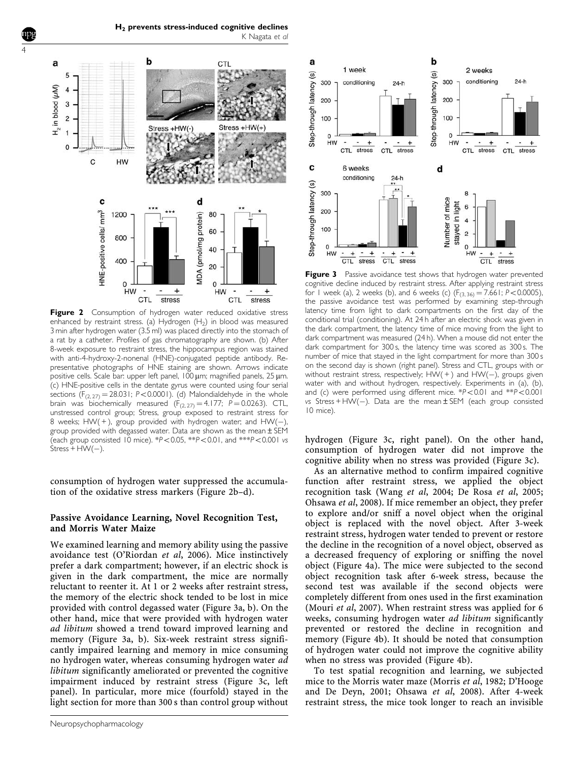a

H2 in blood (μM)

5
4
3
2
1
0

C HW

b

CTL

Stress +HW(-)

Stress +HW(+)

c

HNE-positive cells/ mm3

1200
800
400
0

*** ***

HW - - +
CTL stress

d

MDA (pmol/mg protein)

80
60
40
20
0

** *

HW - - +
CTL stress

**Figure 2** Consumption of hydrogen water reduced oxidative stress enhanced by restraint stress. (a) Hydrogen ($H_2$) in blood was measured 3 min after hydrogen water (3.5 ml) was placed directly into the stomach of a rat by a catheter. Profiles of gas chromatography are shown. (b) After 8-week exposure to restraint stress, the hippocampus region was stained with anti-4-hydroxy-2-nonenal (HNE)-conjugated peptide antibody. Representative photographs of HNE staining are shown. Arrows indicate positive cells. Scale bar: upper left panel, 100 μm; magnified panels, 25 μm. (c) HNE-positive cells in the dentate gyrus were counted using four serial sections ($F_{(2, 27)} = 28.031$; $P < 0.0001$). (d) Malondialdehyde in the whole brain was biochemically measured ($F_{(2, 27)} = 4.177$; $P = 0.0263$). CTL, unstressed control group; Stress, group exposed to restraint stress for 8 weeks; HW(+), group provided with hydrogen water; and HW(−), group provided with degassed water. Data are shown as the mean ± SEM (each group consisted 10 mice). *$P < 0.05$, **$P < 0.01$, and ***$P < 0.001$ vs Stress + HW(−).

consumption of hydrogen water suppressed the accumulation of the oxidative stress markers (Figure 2b–d).

### Passive Avoidance Learning, Novel Recognition Test, and Morris Water Maize

We examined learning and memory ability using the passive avoidance test (O'Riordan *et al*, 2006). Mice instinctively prefer a dark compartment; however, if an electric shock is given in the dark compartment, the mice are normally reluctant to reenter it. At 1 or 2 weeks after restraint stress, the memory of the electric shock tended to be lost in mice provided with control degassed water (Figure 3a, b). On the other hand, mice that were provided with hydrogen water *ad libitum* showed a trend toward improved learning and memory (Figure 3a, b). Six-week restraint stress significantly impaired learning and memory in mice consuming no hydrogen water, whereas consuming hydrogen water *ad libitum* significantly ameliorated or prevented the cognitive impairment induced by restraint stress (Figure 3c, left panel). In particular, more mice (fourfold) stayed in the light section for more than 300 s than control group without

a

1 week

Step-through latency (s)

300
200
100
0

conditioning 24-h

HW - - + - - +
CTL stress CTL stress

b

2 weeks

Step-through latency (s)

300
200
100
0

conditioning 24-h

HW - - + - - +
CTL stress CTL stress

c

6 weeks

Step-through latency (s)

300
200
100
0

conditioning 24-h

** ** *

HW - + - + - + - +
CTL stress CTL stress

d

Number of mice stayed in light

8
6
4
2
0

HW - + - +
CTL stress

**Figure 3** Passive avoidance test shows that hydrogen water prevented cognitive decline induced by restraint stress. After applying restraint stress for 1 week (a), 2 weeks (b), and 6 weeks (c) ($F_{(3, 36)} = 7.661$; $P < 0.0005$), the passive avoidance test was performed by examining step-through latency time from light to dark compartments on the first day of the conditional trial (conditioning). At 24 h after an electric shock was given in the dark compartment, the latency time of mice moving from the light to dark compartment was measured (24 h). When a mouse did not enter the dark compartment for 300 s, the latency time was scored as 300 s. The number of mice that stayed in the light compartment for more than 300 s on the second day is shown (right panel). Stress and CTL, groups with or without restraint stress, respectively; HW(+) and HW(−), groups given water with and without hydrogen, respectively. Experiments in (a), (b), and (c) were performed using different mice. *$P < 0.01$ and **$P < 0.001$ vs Stress + HW(−). Data are the mean ± SEM (each group consisted 10 mice).

hydrogen (Figure 3c, right panel). On the other hand, consumption of hydrogen water did not improve the cognitive ability when no stress was provided (Figure 3c).

As an alternative method to confirm impaired cognitive function after restraint stress, we applied the object recognition task (Wang *et al*, 2004; De Rosa *et al*, 2005; Ohsawa *et al*, 2008). If mice remember an object, they prefer to explore and/or sniff a novel object when the original object is replaced with the novel object. After 3-week restraint stress, hydrogen water tended to prevent or restore the decline in the recognition of a novel object, observed as a decreased frequency of exploring or sniffing the novel object (Figure 4a). The mice were subjected to the second object recognition task after 6-week stress, because the second test was available if the second objects were completely different from ones used in the first examination (Mouri *et al*, 2007). When restraint stress was applied for 6 weeks, consuming hydrogen water *ad libitum* significantly prevented or restored the decline in recognition and memory (Figure 4b). It should be noted that consumption of hydrogen water could not improve the cognitive ability when no stress was provided (Figure 4b).

To test spatial recognition and learning, we subjected mice to the Morris water maze (Morris *et al*, 1982; D'Hooge and De Deyn, 2001; Ohsawa *et al*, 2008). After 4-week restraint stress, the mice took longer to reach an invisible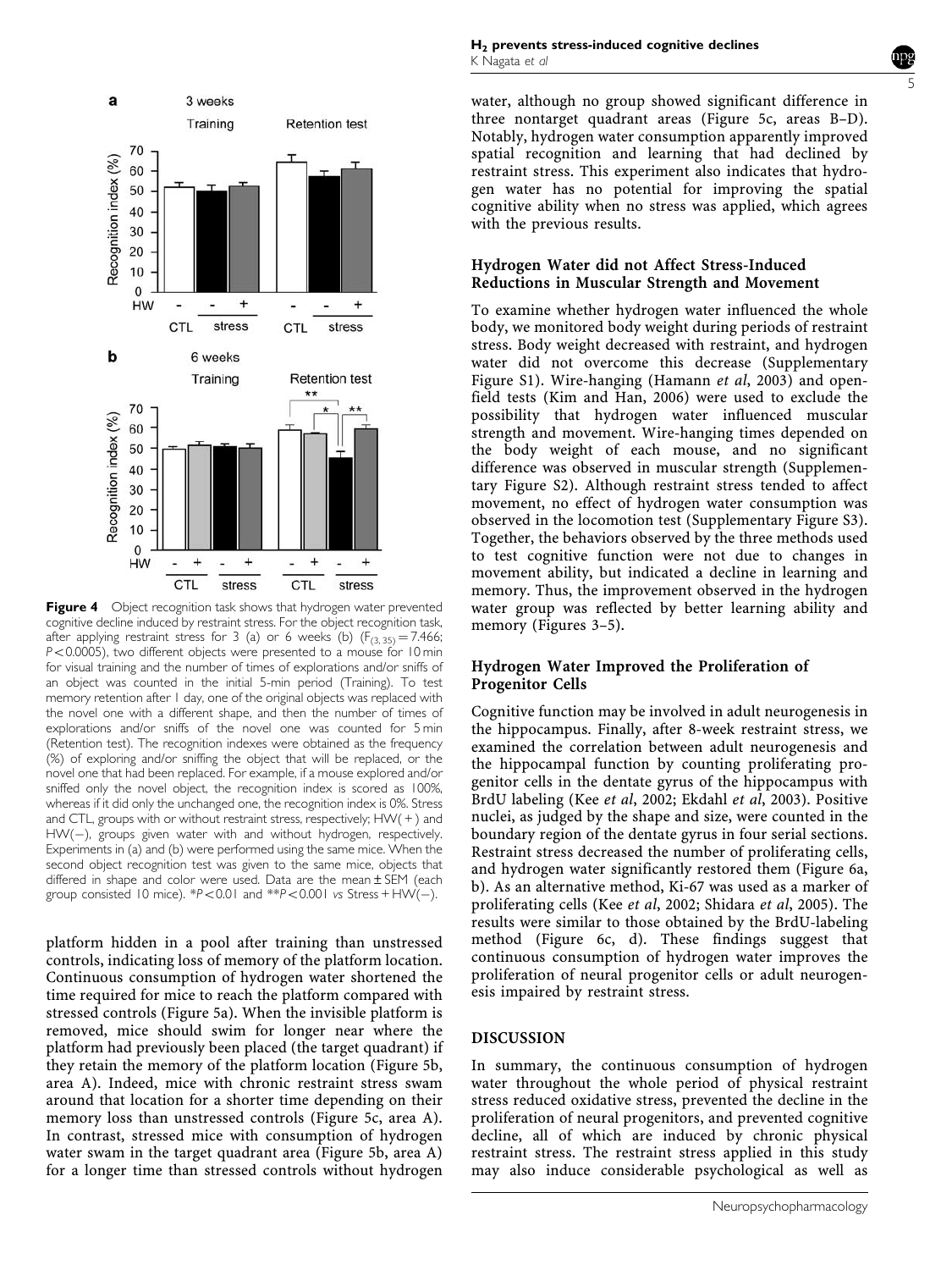a

3 weeks

Training

Retention test

Recognition index (%)

70
60
50
40
30
20
10
0

HW - - + - - +

CTL stress CTL stress

b

6 weeks

Training

Retention test

**

* **

Recognition index (%)

70
60
50
40
30
20
10
0

HW - + - + - + - +

CTL stress CTL stress

**Figure 4** Object recognition task shows that hydrogen water prevented cognitive decline induced by restraint stress. For the object recognition task, after applying restraint stress for 3 (a) or 6 weeks (b) ($F_{(3, 35)} = 7.466$; $P < 0.0005$), two different objects were presented to a mouse for 10 min for visual training and the number of times of explorations and/or sniffs of an object was counted in the initial 5-min period (Training). To test memory retention after 1 day, one of the original objects was replaced with the novel one with a different shape, and then the number of times of explorations and/or sniffs of the novel one was counted for 5 min (Retention test). The recognition indexes were obtained as the frequency (%) of exploring and/or sniffing the object that will be replaced, or the novel one that had been replaced. For example, if a mouse explored and/or sniffed only the novel object, the recognition index is scored as 100%, whereas if it did only the unchanged one, the recognition index is 0%. Stress and CTL, groups with or without restraint stress, respectively; HW(+) and HW(−), groups given water with and without hydrogen, respectively. Experiments in (a) and (b) were performed using the same mice. When the second object recognition test was given to the same mice, objects that differed in shape and color were used. Data are the mean ± SEM (each group consisted 10 mice). *$P < 0.01$ and **$P < 0.001$ *vs* Stress + HW(−).

platform hidden in a pool after training than unstressed controls, indicating loss of memory of the platform location. Continuous consumption of hydrogen water shortened the time required for mice to reach the platform compared with stressed controls (Figure 5a). When the invisible platform is removed, mice should swim for longer near where the platform had previously been placed (the target quadrant) if they retain the memory of the platform location (Figure 5b, area A). Indeed, mice with chronic restraint stress swam around that location for a shorter time depending on their memory loss than unstressed controls (Figure 5c, area A). In contrast, stressed mice with consumption of hydrogen water swam in the target quadrant area (Figure 5b, area A) for a longer time than stressed controls without hydrogen water, although no group showed significant difference in three nontarget quadrant areas (Figure 5c, areas B–D). Notably, hydrogen water consumption apparently improved spatial recognition and learning that had declined by restraint stress. This experiment also indicates that hydrogen water has no potential for improving the spatial cognitive ability when no stress was applied, which agrees with the previous results.

### Hydrogen Water did not Affect Stress-Induced Reductions in Muscular Strength and Movement

To examine whether hydrogen water influenced the whole body, we monitored body weight during periods of restraint stress. Body weight decreased with restraint, and hydrogen water did not overcome this decrease (Supplementary Figure S1). Wire-hanging (Hamann *et al*, 2003) and open-field tests (Kim and Han, 2006) were used to exclude the possibility that hydrogen water influenced muscular strength and movement. Wire-hanging times depended on the body weight of each mouse, and no significant difference was observed in muscular strength (Supplementary Figure S2). Although restraint stress tended to affect movement, no effect of hydrogen water consumption was observed in the locomotion test (Supplementary Figure S3). Together, the behaviors observed by the three methods used to test cognitive function were not due to changes in movement ability, but indicated a decline in learning and memory. Thus, the improvement observed in the hydrogen water group was reflected by better learning ability and memory (Figures 3–5).

### Hydrogen Water Improved the Proliferation of Progenitor Cells

Cognitive function may be involved in adult neurogenesis in the hippocampus. Finally, after 8-week restraint stress, we examined the correlation between adult neurogenesis and the hippocampal function by counting proliferating progenitor cells in the dentate gyrus of the hippocampus with BrdU labeling (Kee *et al*, 2002; Ekdahl *et al*, 2003). Positive nuclei, as judged by the shape and size, were counted in the boundary region of the dentate gyrus in four serial sections. Restraint stress decreased the number of proliferating cells, and hydrogen water significantly restored them (Figure 6a, b). As an alternative method, Ki-67 was used as a marker of proliferating cells (Kee *et al*, 2002; Shidara *et al*, 2005). The results were similar to those obtained by the BrdU-labeling method (Figure 6c, d). These findings suggest that continuous consumption of hydrogen water improves the proliferation of neural progenitor cells or adult neurogenesis impaired by restraint stress.

## DISCUSSION

In summary, the continuous consumption of hydrogen water throughout the whole period of physical restraint stress reduced oxidative stress, prevented the decline in the proliferation of neural progenitors, and prevented cognitive decline, all of which are induced by chronic physical restraint stress. The restraint stress applied in this study may also induce considerable psychological as well as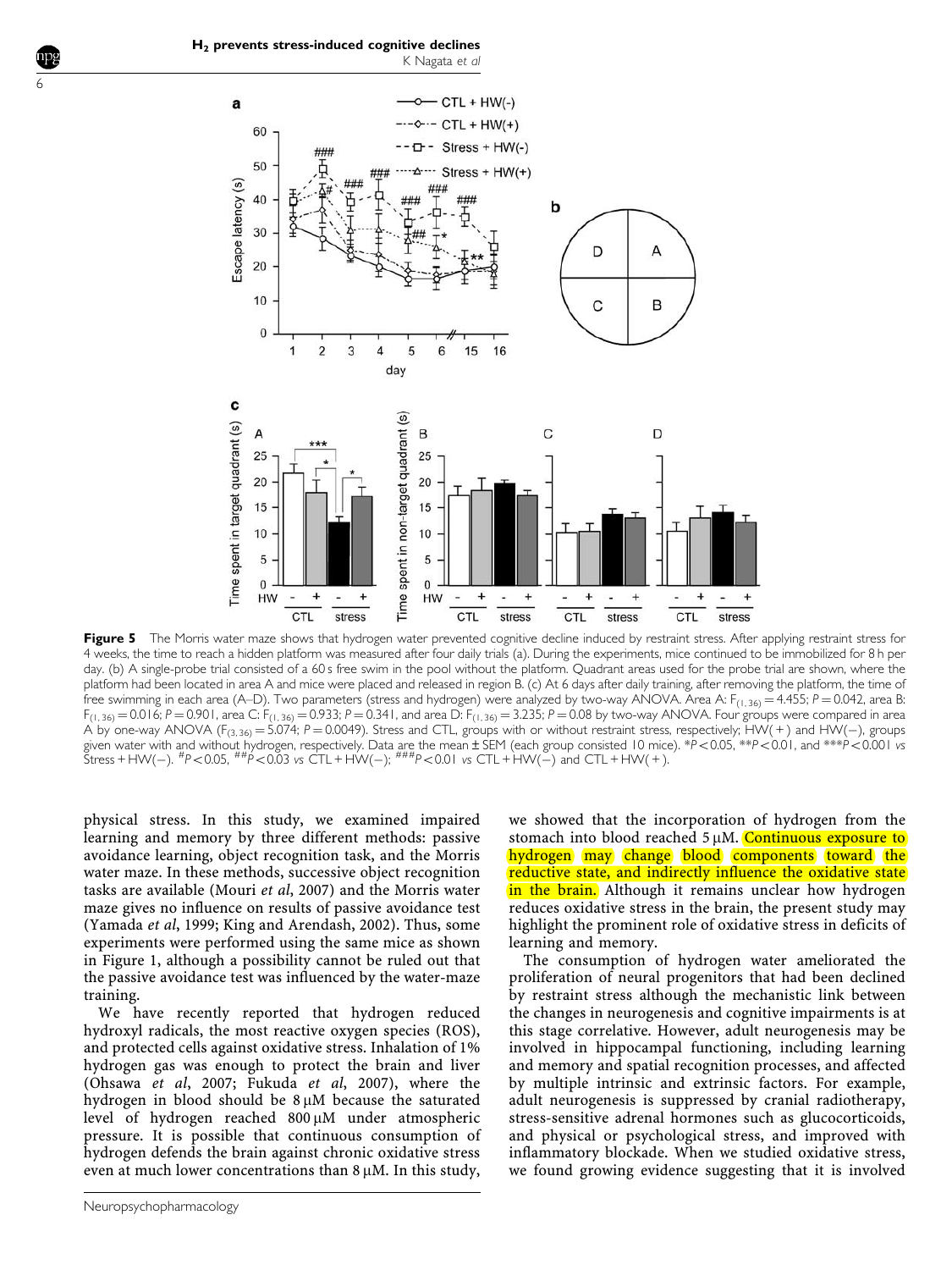a

Escape latency (s)

60
50
40
30
20
10
0

1 2 3 4 5 6 15 16

day

CTL + HW(-)
CTL + HW(+)
Stress + HW(-)
Stress + HW(+)

###
###
###
###
###
###
##
#
*
**

b

D A
C B

c

A

Time spent in target quadrant (s)

25
20
15
10
5
0

***
*
*

HW - + - +
CTL stress

B

Time spent in non-target quadrant (s)

25
20
15
10
5
0

HW - + - +
CTL stress

C

- + - +
CTL stress

D

- + - +
CTL stress

**Figure 5** The Morris water maze shows that hydrogen water prevented cognitive decline induced by restraint stress. After applying restraint stress for 4 weeks, the time to reach a hidden platform was measured after four daily trials (a). During the experiments, mice continued to be immobilized for 8 h per day. (b) A single-probe trial consisted of a 60 s free swim in the pool without the platform. Quadrant areas used for the probe trial are shown, where the platform had been located in area A and mice were placed and released in region B. (c) At 6 days after daily training, after removing the platform, the time of free swimming in each area (A–D). Two parameters (stress and hydrogen) were analyzed by two-way ANOVA. Area A: $F_{(1, 36)} = 4.455$; $P = 0.042$, area B: $F_{(1, 36)} = 0.016$; $P = 0.901$, area C: $F_{(1, 36)} = 0.933$; $P = 0.341$, and area D: $F_{(1, 36)} = 3.235$; $P = 0.08$ by two-way ANOVA. Four groups were compared in area A by one-way ANOVA ($F_{(3, 36)} = 5.074$; $P = 0.0049$). Stress and CTL, groups with or without restraint stress, respectively; HW(+) and HW(−), groups given water with and without hydrogen, respectively. Data are the mean ± SEM (each group consisted 10 mice). *$P < 0.05$, **$P < 0.01$, and ***$P < 0.001$ *vs* Stress + HW(−). #$P < 0.05$, ##$P < 0.03$ *vs* CTL + HW(−); ###$P < 0.01$ *vs* CTL + HW(−) and CTL + HW(+).

physical stress. In this study, we examined impaired learning and memory by three different methods: passive avoidance learning, object recognition task, and the Morris water maze. In these methods, successive object recognition tasks are available (Mouri *et al*, 2007) and the Morris water maze gives no influence on results of passive avoidance test (Yamada *et al*, 1999; King and Arendash, 2002). Thus, some experiments were performed using the same mice as shown in Figure 1, although a possibility cannot be ruled out that the passive avoidance test was influenced by the water-maze training.

We have recently reported that hydrogen reduced hydroxyl radicals, the most reactive oxygen species (ROS), and protected cells against oxidative stress. Inhalation of 1% hydrogen gas was enough to protect the brain and liver (Ohsawa *et al*, 2007; Fukuda *et al*, 2007), where the hydrogen in blood should be 8 μM because the saturated level of hydrogen reached 800 μM under atmospheric pressure. It is possible that continuous consumption of hydrogen defends the brain against chronic oxidative stress even at much lower concentrations than 8 μM. In this study, we showed that the incorporation of hydrogen from the stomach into blood reached 5 μM. Continuous exposure to hydrogen may change blood components toward the reductive state, and indirectly influence the oxidative state in the brain. Although it remains unclear how hydrogen reduces oxidative stress in the brain, the present study may highlight the prominent role of oxidative stress in deficits of learning and memory.

The consumption of hydrogen water ameliorated the proliferation of neural progenitors that had been declined by restraint stress although the mechanistic link between the changes in neurogenesis and cognitive impairments is at this stage correlative. However, adult neurogenesis may be involved in hippocampal functioning, including learning and memory and spatial recognition processes, and affected by multiple intrinsic and extrinsic factors. For example, adult neurogenesis is suppressed by cranial radiotherapy, stress-sensitive adrenal hormones such as glucocorticoids, and physical or psychological stress, and improved with inflammatory blockade. When we studied oxidative stress, we found growing evidence suggesting that it is involved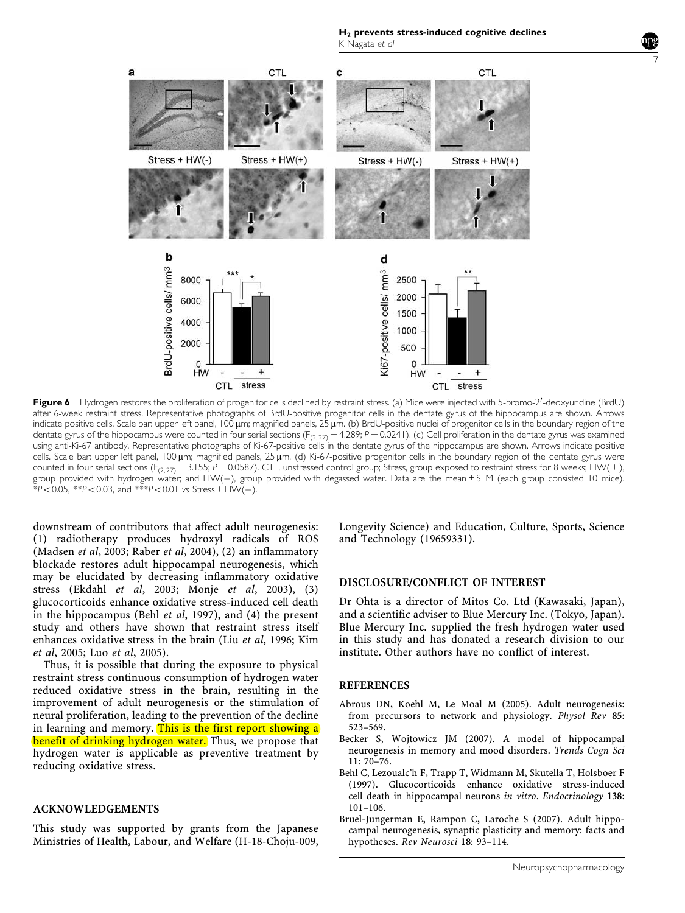a CTL c CTL

Stress + HW(-) Stress + HW(+) Stress + HW(-) Stress + HW(+)

b

BrdU-positive cells/ mm3

8000 6000 4000 2000 0

*** *

HW - - +

CTL stress

d

Ki67-positive cells/ mm3

2500 2000 1500 1000 500 0

**

HW - - +

CTL stress

**Figure 6** Hydrogen restores the proliferation of progenitor cells declined by restraint stress. (a) Mice were injected with 5-bromo-2′-deoxyuridine (BrdU) after 6-week restraint stress. Representative photographs of BrdU-positive progenitor cells in the dentate gyrus of the hippocampus are shown. Arrows indicate positive cells. Scale bar: upper left panel, 100 μm; magnified panels, 25 μm. (b) BrdU-positive nuclei of progenitor cells in the boundary region of the dentate gyrus of the hippocampus were counted in four serial sections ($F_{(2, 27)} = 4.289$; $P = 0.0241$). (c) Cell proliferation in the dentate gyrus was examined using anti-Ki-67 antibody. Representative photographs of Ki-67-positive cells in the dentate gyrus of the hippocampus are shown. Arrows indicate positive cells. Scale bar: upper left panel, 100 μm; magnified panels, 25 μm. (d) Ki-67-positive progenitor cells in the boundary region of the dentate gyrus were counted in four serial sections ($F_{(2, 27)} = 3.155$; $P = 0.0587$). CTL, unstressed control group; Stress, group exposed to restraint stress for 8 weeks; HW(+), group provided with hydrogen water; and HW(−), group provided with degassed water. Data are the mean ± SEM (each group consisted 10 mice). *$P < 0.05$, **$P < 0.03$, and ***$P < 0.01$ *vs* Stress + HW(−).

downstream of contributors that affect adult neurogenesis: (1) radiotherapy produces hydroxyl radicals of ROS (Madsen *et al*, 2003; Raber *et al*, 2004), (2) an inflammatory blockade restores adult hippocampal neurogenesis, which may be elucidated by decreasing inflammatory oxidative stress (Ekdahl *et al*, 2003; Monje *et al*, 2003), (3) glucocorticoids enhance oxidative stress-induced cell death in the hippocampus (Behl *et al*, 1997), and (4) the present study and others have shown that restraint stress itself enhances oxidative stress in the brain (Liu *et al*, 1996; Kim *et al*, 2005; Luo *et al*, 2005).

Thus, it is possible that during the exposure to physical restraint stress continuous consumption of hydrogen water reduced oxidative stress in the brain, resulting in the improvement of adult neurogenesis or the stimulation of neural proliferation, leading to the prevention of the decline in learning and memory. This is the first report showing a benefit of drinking hydrogen water. Thus, we propose that hydrogen water is applicable as preventive treatment by reducing oxidative stress.

## ACKNOWLEDGEMENTS

This study was supported by grants from the Japanese Ministries of Health, Labour, and Welfare (H-18-Choju-009, Longevity Science) and Education, Culture, Sports, Science and Technology (19659331).

## DISCLOSURE/CONFLICT OF INTEREST

Dr Ohta is a director of Mitos Co. Ltd (Kawasaki, Japan), and a scientific adviser to Blue Mercury Inc. (Tokyo, Japan). Blue Mercury Inc. supplied the fresh hydrogen water used in this study and has donated a research division to our institute. Other authors have no conflict of interest.

## REFERENCES

Abrous DN, Koehl M, Le Moal M (2005). Adult neurogenesis: from precursors to network and physiology. *Physol Rev* **85**: 523–569.

Becker S, Wojtowicz JM (2007). A model of hippocampal neurogenesis in memory and mood disorders. *Trends Cogn Sci* **11**: 70–76.

Behl C, Lezoualc'h F, Trapp T, Widmann M, Skutella T, Holsboer F (1997). Glucocorticoids enhance oxidative stress-induced cell death in hippocampal neurons *in vitro*. *Endocrinology* **138**: 101–106.

Bruel-Jungerman E, Rampon C, Laroche S (2007). Adult hippocampal neurogenesis, synaptic plasticity and memory: facts and hypotheses. *Rev Neurosci* **18**: 93–114.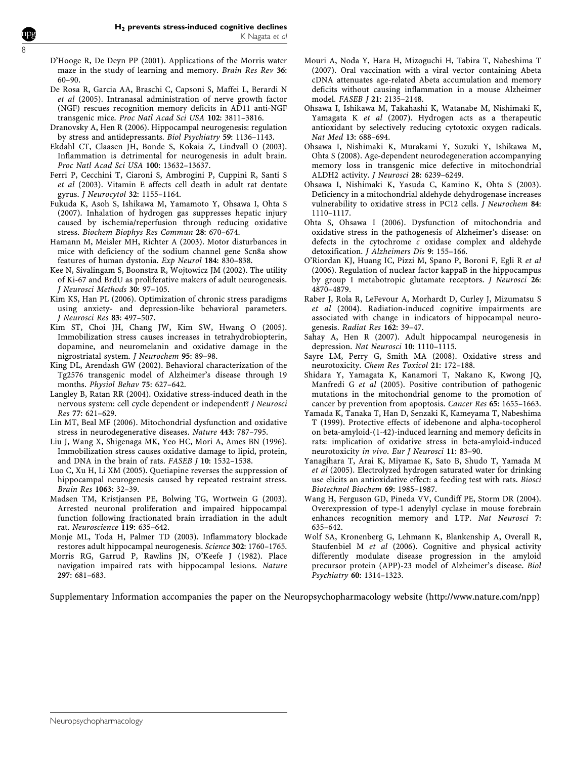D'Hooge R, De Deyn PP (2001). Applications of the Morris water maze in the study of learning and memory. *Brain Res Rev* **36**: 60–90.

De Rosa R, Garcia AA, Braschi C, Capsoni S, Maffei L, Berardi N *et al* (2005). Intranasal administration of nerve growth factor (NGF) rescues recognition memory deficits in AD11 anti-NGF transgenic mice. *Proc Natl Acad Sci USA* **102**: 3811–3816.

Dranovsky A, Hen R (2006). Hippocampal neurogenesis: regulation by stress and antidepressants. *Biol Psychiatry* **59**: 1136–1143.

Ekdahl CT, Claasen JH, Bonde S, Kokaia Z, Lindvall O (2003). Inflammation is detrimental for neurogenesis in adult brain. *Proc Natl Acad Sci USA* **100**: 13632–13637.

Ferri P, Cecchini T, Ciaroni S, Ambrogini P, Cuppini R, Santi S *et al* (2003). Vitamin E affects cell death in adult rat dentate gyrus. *J Neurocytol* **32**: 1155–1164.

Fukuda K, Asoh S, Ishikawa M, Yamamoto Y, Ohsawa I, Ohta S (2007). Inhalation of hydrogen gas suppresses hepatic injury caused by ischemia/reperfusion through reducing oxidative stress. *Biochem Biophys Res Commun* **28**: 670–674.

Hamann M, Meisler MH, Richter A (2003). Motor disturbances in mice with deficiency of the sodium channel gene Scn8a show features of human dystonia. *Exp Neurol* **184**: 830–838.

Kee N, Sivalingam S, Boonstra R, Wojtowicz JM (2002). The utility of Ki-67 and BrdU as proliferative makers of adult neurogenesis. *J Neurosci Methods* **30**: 97–105.

Kim KS, Han PL (2006). Optimization of chronic stress paradigms using anxiety- and depression-like behavioral parameters. *J Neurosci Res* **83**: 497–507.

Kim ST, Choi JH, Chang JW, Kim SW, Hwang O (2005). Immobilization stress causes increases in tetrahydrobiopterin, dopamine, and neuromelanin and oxidative damage in the nigrostriatal system. *J Neurochem* **95**: 89–98.

King DL, Arendash GW (2002). Behavioral characterization of the Tg2576 transgenic model of Alzheimer's disease through 19 months. *Physiol Behav* **75**: 627–642.

Langley B, Ratan RR (2004). Oxidative stress-induced death in the nervous system: cell cycle dependent or independent? *J Neurosci Res* **77**: 621–629.

Lin MT, Beal MF (2006). Mitochondrial dysfunction and oxidative stress in neurodegenerative diseases. *Nature* **443**: 787–795.

Liu J, Wang X, Shigenaga MK, Yeo HC, Mori A, Ames BN (1996). Immobilization stress causes oxidative damage to lipid, protein, and DNA in the brain of rats. *FASEB J* **10**: 1532–1538.

Luo C, Xu H, Li XM (2005). Quetiapine reverses the suppression of hippocampal neurogenesis caused by repeated restraint stress. *Brain Res* **1063**: 32–39.

Madsen TM, Kristjansen PE, Bolwing TG, Wortwein G (2003). Arrested neuronal proliferation and impaired hippocampal function following fractionated brain irradiation in the adult rat. *Neuroscience* **119**: 635–642.

Monje ML, Toda H, Palmer TD (2003). Inflammatory blockade restores adult hippocampal neurogenesis. *Science* **302**: 1760–1765.

Morris RG, Garrud P, Rawlins JN, O'Keefe J (1982). Place navigation impaired rats with hippocampal lesions. *Nature* **297**: 681–683.

Mouri A, Noda Y, Hara H, Mizoguchi H, Tabira T, Nabeshima T (2007). Oral vaccination with a viral vector containing Abeta cDNA attenuates age-related Abeta accumulation and memory deficits without causing inflammation in a mouse Alzheimer model. *FASEB J* **21**: 2135–2148.

Ohsawa I, Ishikawa M, Takahashi K, Watanabe M, Nishimaki K, Yamagata K *et al* (2007). Hydrogen acts as a therapeutic antioxidant by selectively reducing cytotoxic oxygen radicals. *Nat Med* **13**: 688–694.

Ohsawa I, Nishimaki K, Murakami Y, Suzuki Y, Ishikawa M, Ohta S (2008). Age-dependent neurodegeneration accompanying memory loss in transgenic mice defective in mitochondrial ALDH2 activity. *J Neurosci* **28**: 6239–6249.

Ohsawa I, Nishimaki K, Yasuda C, Kamino K, Ohta S (2003). Deficiency in a mitochondrial aldehyde dehydrogenase increases vulnerability to oxidative stress in PC12 cells. *J Neurochem* **84**: 1110–1117.

Ohta S, Ohsawa I (2006). Dysfunction of mitochondria and oxidative stress in the pathogenesis of Alzheimer's disease: on defects in the cytochrome *c* oxidase complex and aldehyde detoxification. *J Alzheimers Dis* **9**: 155–166.

O'Riordan KJ, Huang IC, Pizzi M, Spano P, Boroni F, Egli R *et al* (2006). Regulation of nuclear factor kappaB in the hippocampus by group I metabotropic glutamate receptors. *J Neurosci* **26**: 4870–4879.

Raber J, Rola R, LeFevour A, Morhardt D, Curley J, Mizumatsu S *et al* (2004). Radiation-induced cognitive impairments are associated with change in indicators of hippocampal neurogenesis. *Radiat Res* **162**: 39–47.

Sahay A, Hen R (2007). Adult hippocampal neurogenesis in depression. *Nat Neurosci* **10**: 1110–1115.

Sayre LM, Perry G, Smith MA (2008). Oxidative stress and neurotoxicity. *Chem Res Toxicol* **21**: 172–188.

Shidara Y, Yamagata K, Kanamori T, Nakano K, Kwong JQ, Manfredi G *et al* (2005). Positive contribution of pathogenic mutations in the mitochondrial genome to the promotion of cancer by prevention from apoptosis. *Cancer Res* **65**: 1655–1663.

Yamada K, Tanaka T, Han D, Senzaki K, Kameyama T, Nabeshima T (1999). Protective effects of idebenone and alpha-tocopherol on beta-amyloid-(1-42)-induced learning and memory deficits in rats: implication of oxidative stress in beta-amyloid-induced neurotoxicity *in vivo*. *Eur J Neurosci* **11**: 83–90.

Yanagihara T, Arai K, Miyamae K, Sato B, Shudo T, Yamada M *et al* (2005). Electrolyzed hydrogen saturated water for drinking use elicits an antioxidative effect: a feeding test with rats. *Biosci Biotechnol Biochem* **69**: 1985–1987.

Wang H, Ferguson GD, Pineda VV, Cundiff PE, Storm DR (2004). Overexpression of type-1 adenylyl cyclase in mouse forebrain enhances recognition memory and LTP. *Nat Neurosci* **7**: 635–642.

Wolf SA, Kronenberg G, Lehmann K, Blankenship A, Overall R, Staufenbiel M *et al* (2006). Cognitive and physical activity differently modulate disease progression in the amyloid precursor protein (APP)-23 model of Alzheimer's disease. *Biol Psychiatry* **60**: 1314–1323.

Supplementary Information accompanies the paper on the Neuropsychopharmacology website (http://www.nature.com/npp)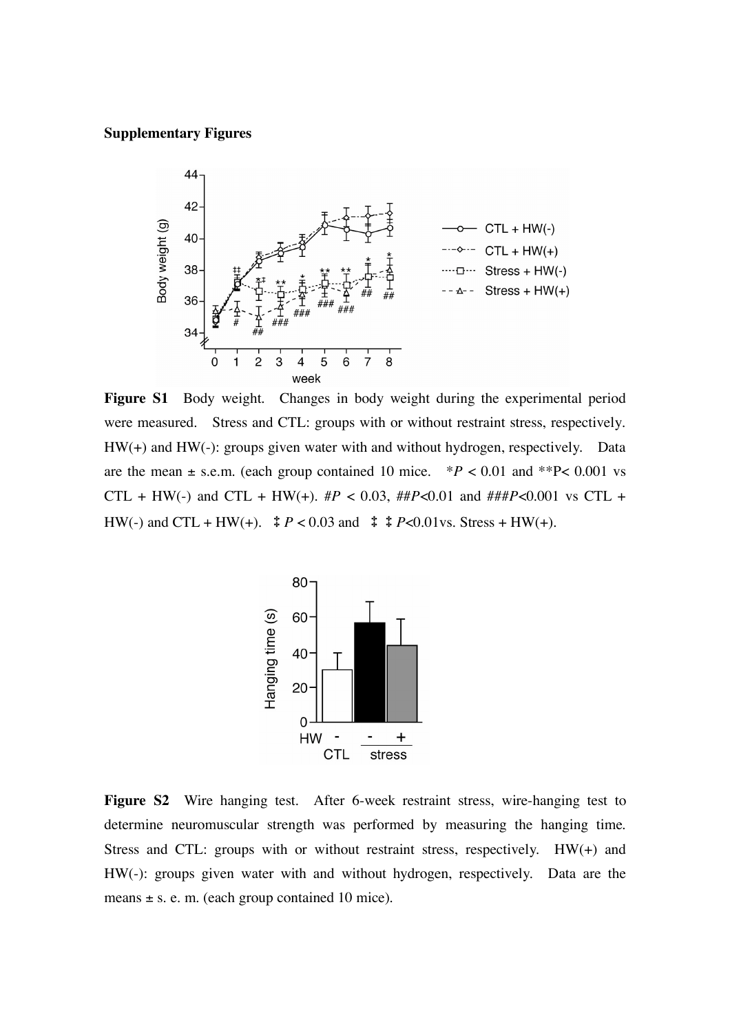**Supplementary Figures**

44
42
40
38
36
34
Body weight (g)
0 1 2 3 4 5 6 7 8
week
CTL + HW(-)
CTL + HW(+)
Stress + HW(-)
Stress + HW(+)

**Figure S1** Body weight. Changes in body weight during the experimental period were measured. Stress and CTL: groups with or without restraint stress, respectively. HW(+) and HW(-): groups given water with and without hydrogen, respectively. Data are the mean ± s.e.m. (each group contained 10 mice). \**P* < 0.01 and \*\*P< 0.001 vs CTL + HW(-) and CTL + HW(+). #*P* < 0.03, ##*P*<0.01 and ###*P*<0.001 vs CTL + HW(-) and CTL + HW(+). ‡ *P* < 0.03 and ‡ ‡ *P*<0.01vs. Stress + HW(+).

80
60
40
20
0
Hanging time (s)
HW - - +
CTL stress

**Figure S2** Wire hanging test. After 6-week restraint stress, wire-hanging test to determine neuromuscular strength was performed by measuring the hanging time. Stress and CTL: groups with or without restraint stress, respectively. HW(+) and HW(-): groups given water with and without hydrogen, respectively. Data are the means ± s. e. m. (each group contained 10 mice).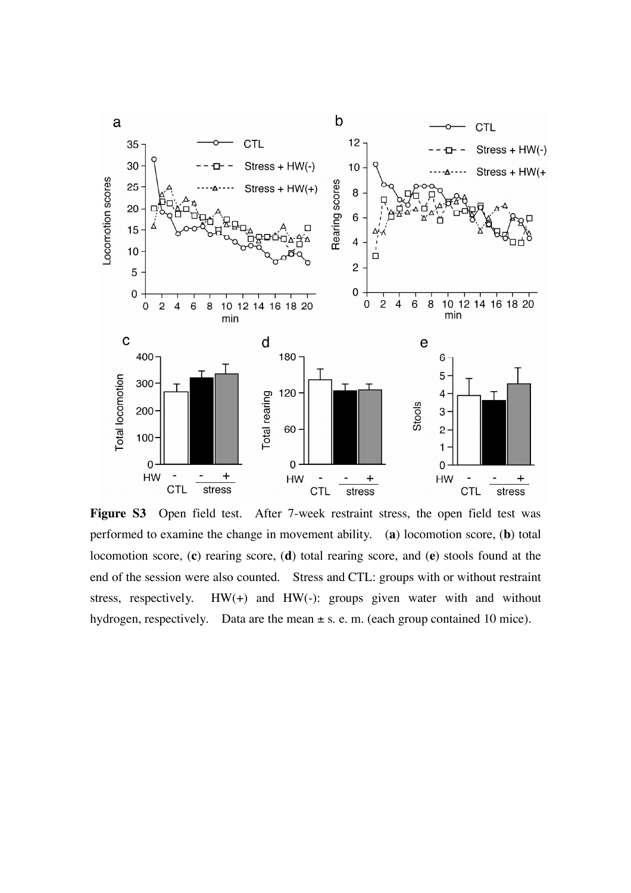a

Locomotion scores

35
30
25
20
15
10
5
0

0 2 4 6 8 10 12 14 16 18 20

min

CTL

Stress + HW(-)

Stress + HW(+)

b

Rearing scores

12
10
8
6
4
2
0

0 2 4 6 8 10 12 14 16 18 20

min

CTL

Stress + HW(-)

Stress + HW(+

c

Total locomotion

400
300
200
100
0

HW - - +

CTL stress

d

Total rearing

180
120
60
0

HW - - +

CTL stress

e

Stools

6
5
4
3
2
1
0

HW - - +

CTL stress

**Figure S3** Open field test. After 7-week restraint stress, the open field test was performed to examine the change in movement ability. (**a**) locomotion score, (**b**) total locomotion score, (**c**) rearing score, (**d**) total rearing score, and (**e**) stools found at the end of the session were also counted. Stress and CTL: groups with or without restraint stress, respectively. HW(+) and HW(-): groups given water with and without hydrogen, respectively. Data are the mean ± s. e. m. (each group contained 10 mice).